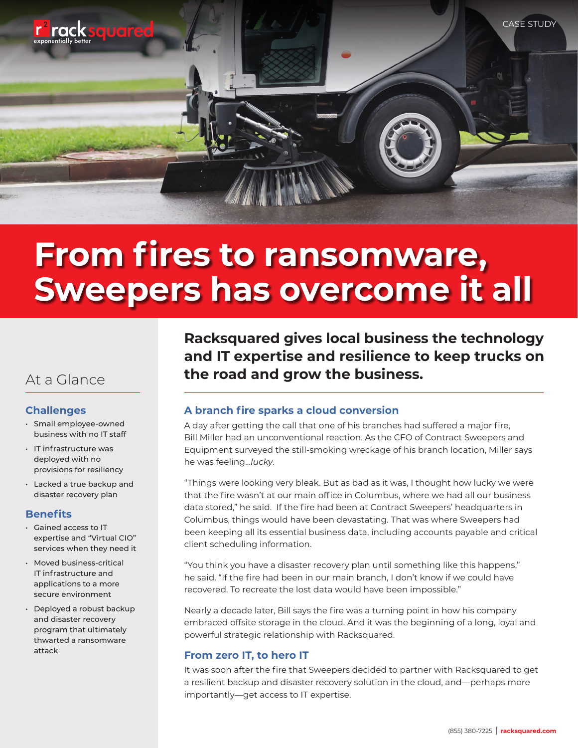CASE STUDY

# From fires to ransomware, Sweepers has overcome it all

## At a Glance

### Challenges

- Small employee-owned business with no IT staff
- IT infrastructure was deployed with no provisions for resiliency
- Lacked a true backup and disaster recovery plan

### Benefits

- Gained access to IT expertise and "Virtual CIO" services when they need it
- Moved business-critical IT infrastructure and applications to a more secure environment
- Deployed a robust backup and disaster recovery program that ultimately thwarted a ransomware attack

**Racksquared gives local business the technology and IT expertise and resilience to keep trucks on the road and grow the business.**

### A branch fire sparks a cloud conversion

A day after getting the call that one of his branches had suffered a major fire, Bill Miller had an unconventional reaction. As the CFO of Contract Sweepers and Equipment surveyed the still-smoking wreckage of his branch location, Miller says he was feeling…*lucky*.

"Things were looking very bleak. But as bad as it was, I thought how lucky we were that the fire wasn't at our main office in Columbus, where we had all our business data stored," he said. If the fire had been at Contract Sweepers' headquarters in Columbus, things would have been devastating. That was where Sweepers had been keeping all its essential business data, including accounts payable and critical client scheduling information.

"You think you have a disaster recovery plan until something like this happens," he said. "If the fire had been in our main branch, I don't know if we could have recovered. To recreate the lost data would have been impossible."

Nearly a decade later, Bill says the fire was a turning point in how his company embraced offsite storage in the cloud. And it was the beginning of a long, loyal and powerful strategic relationship with Racksquared.

### From zero IT, to hero IT

It was soon after the fire that Sweepers decided to partner with Racksquared to get a resilient backup and disaster recovery solution in the cloud, and—perhaps more importantly—get access to IT expertise.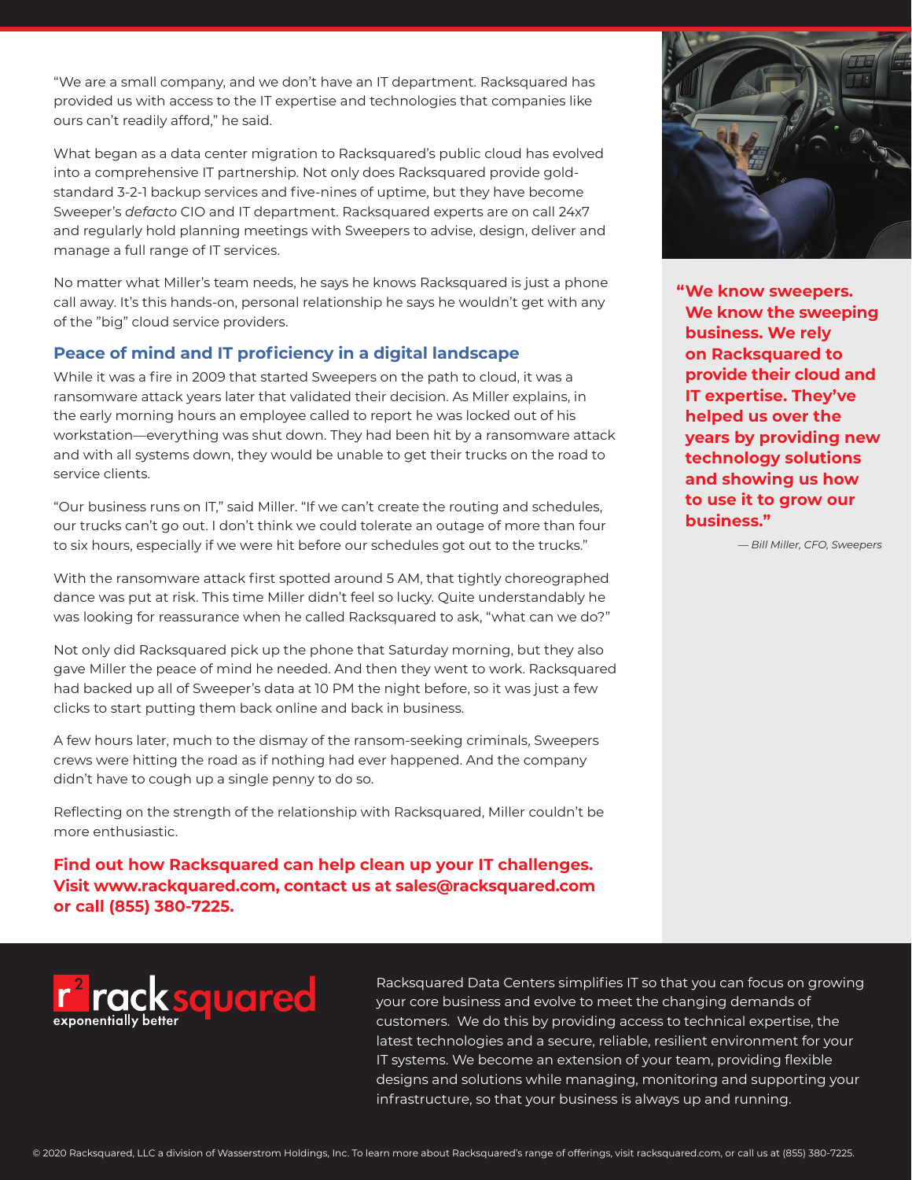"We are a small company, and we don't have an IT department. Racksquared has provided us with access to the IT expertise and technologies that companies like ours can't readily afford," he said.

What began as a data center migration to Racksquared's public cloud has evolved into a comprehensive IT partnership. Not only does Racksquared provide gold-standard 3-2-1 backup services and five-nines of uptime, but they have become Sweeper's *defacto* CIO and IT department. Racksquared experts are on call 24x7 and regularly hold planning meetings with Sweepers to advise, design, deliver and manage a full range of IT services.

No matter what Miller's team needs, he says he knows Racksquared is just a phone call away. It's this hands-on, personal relationship he says he wouldn't get with any of the "big" cloud service providers.

## Peace of mind and IT proficiency in a digital landscape

While it was a fire in 2009 that started Sweepers on the path to cloud, it was a ransomware attack years later that validated their decision. As Miller explains, in the early morning hours an employee called to report he was locked out of his workstation—everything was shut down. They had been hit by a ransomware attack and with all systems down, they would be unable to get their trucks on the road to service clients.

"Our business runs on IT," said Miller. "If we can't create the routing and schedules, our trucks can't go out. I don't think we could tolerate an outage of more than four to six hours, especially if we were hit before our schedules got out to the trucks."

With the ransomware attack first spotted around 5 AM, that tightly choreographed dance was put at risk. This time Miller didn't feel so lucky. Quite understandably he was looking for reassurance when he called Racksquared to ask, "what can we do?"

Not only did Racksquared pick up the phone that Saturday morning, but they also gave Miller the peace of mind he needed. And then they went to work. Racksquared had backed up all of Sweeper's data at 10 PM the night before, so it was just a few clicks to start putting them back online and back in business.

A few hours later, much to the dismay of the ransom-seeking criminals, Sweepers crews were hitting the road as if nothing had ever happened. And the company didn't have to cough up a single penny to do so.

Reflecting on the strength of the relationship with Racksquared, Miller couldn't be more enthusiastic.

**Find out how Racksquared can help clean up your IT challenges. Visit www.rackquared.com, contact us at sales@racksquared.com or call (855) 380-7225.**

**"We know sweepers. We know the sweeping business. We rely on Racksquared to provide their cloud and IT expertise. They've helped us over the years by providing new technology solutions and showing us how to use it to grow our business."**

*— Bill Miller, CFO, Sweepers*

r² rack squared
exponentially better

Racksquared Data Centers simplifies IT so that you can focus on growing your core business and evolve to meet the changing demands of customers. We do this by providing access to technical expertise, the latest technologies and a secure, reliable, resilient environment for your IT systems. We become an extension of your team, providing flexible designs and solutions while managing, monitoring and supporting your infrastructure, so that your business is always up and running.

© 2020 Racksquared, LLC a division of Wasserstrom Holdings, Inc. To learn more about Racksquared's range of offerings, visit racksquared.com, or call us at (855) 380-7225.